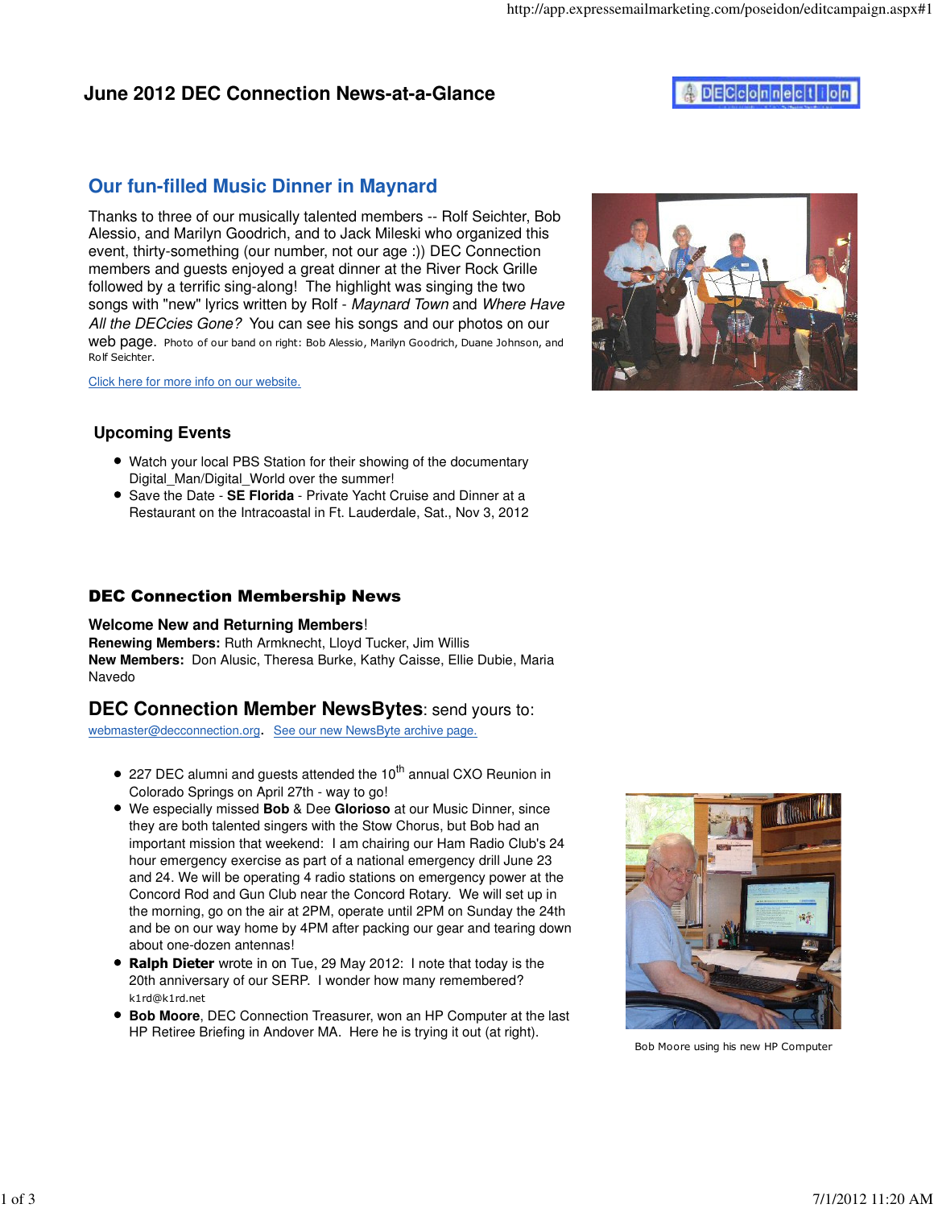# June 2012 DEC Connection News-at-a-Glance

## Our fun-filled Music Dinner in Maynard

Thanks to three of our musically talented members -- Rolf Seichter, Bob Alessio, and Marilyn Goodrich, and to Jack Mileski who organized this event, thirty-something (our number, not our age :)) DEC Connection members and guests enjoyed a great dinner at the River Rock Grille followed by a terrific sing-along! The highlight was singing the two songs with "new" lyrics written by Rolf - *Maynard Town* and *Where Have All the DECcies Gone?* You can see his songs and our photos on our web page. Photo of our band on right: Bob Alessio, Marilyn Goodrich, Duane Johnson, and Rolf Seichter.

Click here for more info on our website.

### Upcoming Events

- Watch your local PBS Station for their showing of the documentary Digital_Man/Digital_World over the summer!
- Save the Date - **SE Florida** - Private Yacht Cruise and Dinner at a Restaurant on the Intracoastal in Ft. Lauderdale, Sat., Nov 3, 2012

## DEC Connection Membership News

**Welcome New and Returning Members**!

**Renewing Members:** Ruth Armknecht, Lloyd Tucker, Jim Willis

**New Members:** Don Alusic, Theresa Burke, Kathy Caisse, Ellie Dubie, Maria Navedo

## DEC Connection Member NewsBytes: send yours to:

webmaster@decconnection.org. See our new NewsByte archive page.

- 227 DEC alumni and guests attended the 10th annual CXO Reunion in Colorado Springs on April 27th - way to go!
- We especially missed **Bob** & Dee **Glorioso** at our Music Dinner, since they are both talented singers with the Stow Chorus, but Bob had an important mission that weekend: I am chairing our Ham Radio Club's 24 hour emergency exercise as part of a national emergency drill June 23 and 24. We will be operating 4 radio stations on emergency power at the Concord Rod and Gun Club near the Concord Rotary. We will set up in the morning, go on the air at 2PM, operate until 2PM on Sunday the 24th and be on our way home by 4PM after packing our gear and tearing down about one-dozen antennas!
- **Ralph Dieter** wrote in on Tue, 29 May 2012: I note that today is the 20th anniversary of our SERP. I wonder how many remembered? k1rd@k1rd.net
- **Bob Moore**, DEC Connection Treasurer, won an HP Computer at the last HP Retiree Briefing in Andover MA. Here he is trying it out (at right).

Bob Moore using his new HP Computer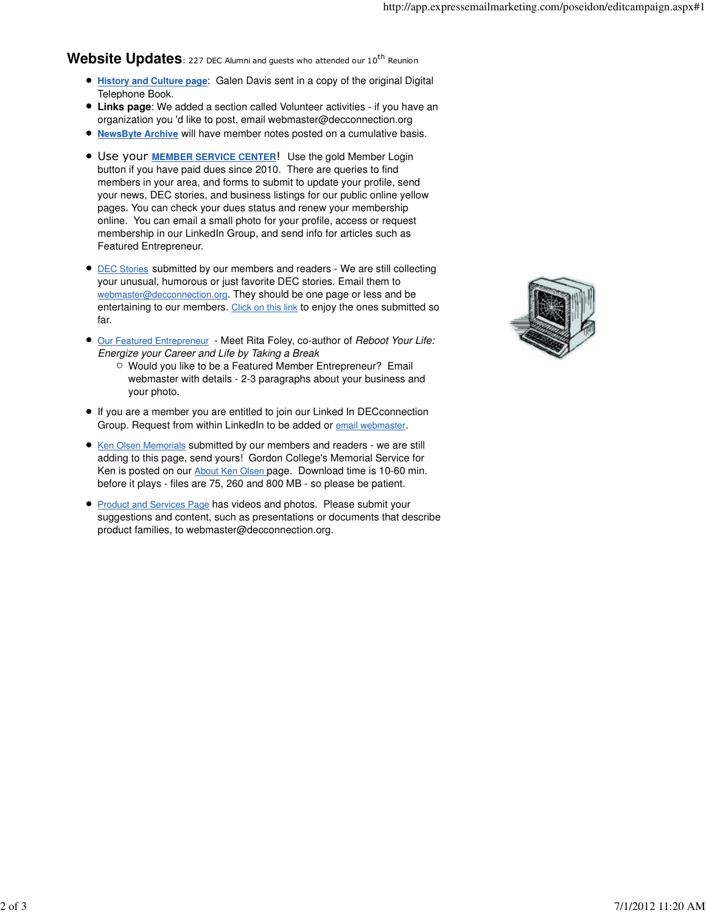## **Website Updates**: 227 DEC Alumni and guests who attended our 10th Reunion

- **History and Culture page**: Galen Davis sent in a copy of the original Digital Telephone Book.
- **Links page**: We added a section called Volunteer activities - if you have an organization you 'd like to post, email webmaster@decconnection.org
- **NewsByte Archive** will have member notes posted on a cumulative basis.

- Use your **MEMBER SERVICE CENTER**! Use the gold Member Login button if you have paid dues since 2010. There are queries to find members in your area, and forms to submit to update your profile, send your news, DEC stories, and business listings for our public online yellow pages. You can check your dues status and renew your membership online. You can email a small photo for your profile, access or request membership in our LinkedIn Group, and send info for articles such as Featured Entrepreneur.

- DEC Stories submitted by our members and readers - We are still collecting your unusual, humorous or just favorite DEC stories. Email them to webmaster@decconnection.org. They should be one page or less and be entertaining to our members. Click on this link to enjoy the ones submitted so far.

- Our Featured Entrepreneur - Meet Rita Foley, co-author of *Reboot Your Life: Energize your Career and Life by Taking a Break*
  - Would you like to be a Featured Member Entrepreneur? Email webmaster with details - 2-3 paragraphs about your business and your photo.

- If you are a member you are entitled to join our Linked In DECconnection Group. Request from within LinkedIn to be added or email webmaster.

- Ken Olsen Memorials submitted by our members and readers - we are still adding to this page, send yours! Gordon College's Memorial Service for Ken is posted on our About Ken Olsen page. Download time is 10-60 min. before it plays - files are 75, 260 and 800 MB - so please be patient.

- Product and Services Page has videos and photos. Please submit your suggestions and content, such as presentations or documents that describe product families, to webmaster@decconnection.org.